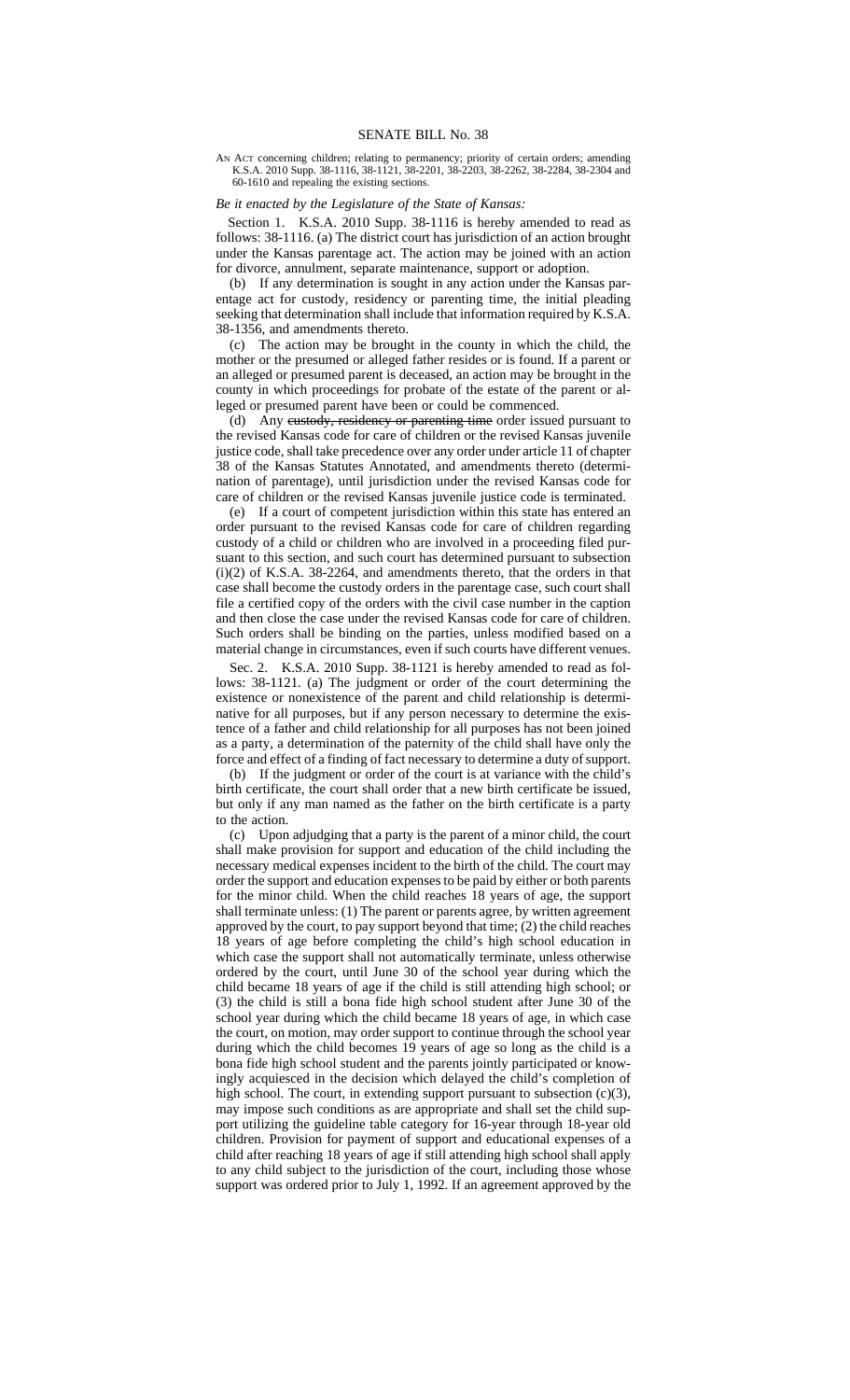# SENATE BILL No. 38

AN ACT concerning children; relating to permanency; priority of certain orders; amending K.S.A. 2010 Supp. 38-1116, 38-1121, 38-2201, 38-2203, 38-2262, 38-2284, 38-2304 and 60-1610 and repealing the existing sections.

*Be it enacted by the Legislature of the State of Kansas:*

Section 1. K.S.A. 2010 Supp. 38-1116 is hereby amended to read as follows: 38-1116. (a) The district court has jurisdiction of an action brought under the Kansas parentage act. The action may be joined with an action for divorce, annulment, separate maintenance, support or adoption.

(b) If any determination is sought in any action under the Kansas parentage act for custody, residency or parenting time, the initial pleading seeking that determination shall include that information required by K.S.A. 38-1356, and amendments thereto.

(c) The action may be brought in the county in which the child, the mother or the presumed or alleged father resides or is found. If a parent or an alleged or presumed parent is deceased, an action may be brought in the county in which proceedings for probate of the estate of the parent or alleged or presumed parent have been or could be commenced.

(d) Any ~~custody, residency or parenting time~~ order issued pursuant to the revised Kansas code for care of children or the revised Kansas juvenile justice code, shall take precedence over any order under article 11 of chapter 38 of the Kansas Statutes Annotated, and amendments thereto (determination of parentage), until jurisdiction under the revised Kansas code for care of children or the revised Kansas juvenile justice code is terminated.

(e) If a court of competent jurisdiction within this state has entered an order pursuant to the revised Kansas code for care of children regarding custody of a child or children who are involved in a proceeding filed pursuant to this section, and such court has determined pursuant to subsection (i)(2) of K.S.A. 38-2264, and amendments thereto, that the orders in that case shall become the custody orders in the parentage case, such court shall file a certified copy of the orders with the civil case number in the caption and then close the case under the revised Kansas code for care of children. Such orders shall be binding on the parties, unless modified based on a material change in circumstances, even if such courts have different venues.

Sec. 2. K.S.A. 2010 Supp. 38-1121 is hereby amended to read as follows: 38-1121. (a) The judgment or order of the court determining the existence or nonexistence of the parent and child relationship is determinative for all purposes, but if any person necessary to determine the existence of a father and child relationship for all purposes has not been joined as a party, a determination of the paternity of the child shall have only the force and effect of a finding of fact necessary to determine a duty of support.

(b) If the judgment or order of the court is at variance with the child's birth certificate, the court shall order that a new birth certificate be issued, but only if any man named as the father on the birth certificate is a party to the action.

(c) Upon adjudging that a party is the parent of a minor child, the court shall make provision for support and education of the child including the necessary medical expenses incident to the birth of the child. The court may order the support and education expenses to be paid by either or both parents for the minor child. When the child reaches 18 years of age, the support shall terminate unless: (1) The parent or parents agree, by written agreement approved by the court, to pay support beyond that time; (2) the child reaches 18 years of age before completing the child's high school education in which case the support shall not automatically terminate, unless otherwise ordered by the court, until June 30 of the school year during which the child became 18 years of age if the child is still attending high school; or (3) the child is still a bona fide high school student after June 30 of the school year during which the child became 18 years of age, in which case the court, on motion, may order support to continue through the school year during which the child becomes 19 years of age so long as the child is a bona fide high school student and the parents jointly participated or knowingly acquiesced in the decision which delayed the child's completion of high school. The court, in extending support pursuant to subsection (c)(3), may impose such conditions as are appropriate and shall set the child support utilizing the guideline table category for 16-year through 18-year old children. Provision for payment of support and educational expenses of a child after reaching 18 years of age if still attending high school shall apply to any child subject to the jurisdiction of the court, including those whose support was ordered prior to July 1, 1992. If an agreement approved by the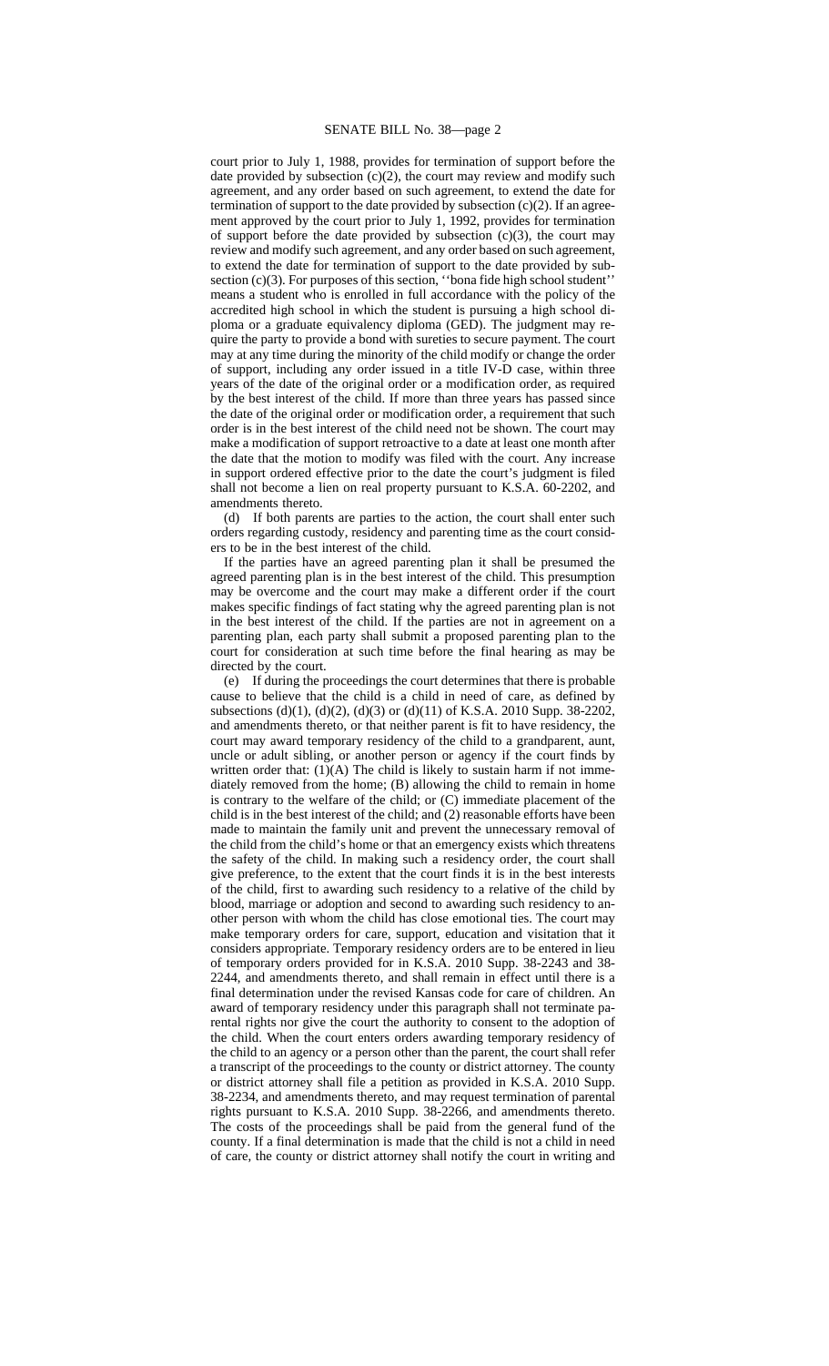court prior to July 1, 1988, provides for termination of support before the date provided by subsection (c)(2), the court may review and modify such agreement, and any order based on such agreement, to extend the date for termination of support to the date provided by subsection (c)(2). If an agreement approved by the court prior to July 1, 1992, provides for termination of support before the date provided by subsection (c)(3), the court may review and modify such agreement, and any order based on such agreement, to extend the date for termination of support to the date provided by subsection (c)(3). For purposes of this section, ''bona fide high school student'' means a student who is enrolled in full accordance with the policy of the accredited high school in which the student is pursuing a high school diploma or a graduate equivalency diploma (GED). The judgment may require the party to provide a bond with sureties to secure payment. The court may at any time during the minority of the child modify or change the order of support, including any order issued in a title IV-D case, within three years of the date of the original order or a modification order, as required by the best interest of the child. If more than three years has passed since the date of the original order or modification order, a requirement that such order is in the best interest of the child need not be shown. The court may make a modification of support retroactive to a date at least one month after the date that the motion to modify was filed with the court. Any increase in support ordered effective prior to the date the court's judgment is filed shall not become a lien on real property pursuant to K.S.A. 60-2202, and amendments thereto.

(d) If both parents are parties to the action, the court shall enter such orders regarding custody, residency and parenting time as the court considers to be in the best interest of the child.

If the parties have an agreed parenting plan it shall be presumed the agreed parenting plan is in the best interest of the child. This presumption may be overcome and the court may make a different order if the court makes specific findings of fact stating why the agreed parenting plan is not in the best interest of the child. If the parties are not in agreement on a parenting plan, each party shall submit a proposed parenting plan to the court for consideration at such time before the final hearing as may be directed by the court.

(e) If during the proceedings the court determines that there is probable cause to believe that the child is a child in need of care, as defined by subsections (d)(1), (d)(2), (d)(3) or (d)(11) of K.S.A. 2010 Supp. 38-2202, and amendments thereto, or that neither parent is fit to have residency, the court may award temporary residency of the child to a grandparent, aunt, uncle or adult sibling, or another person or agency if the court finds by written order that: (1)(A) The child is likely to sustain harm if not immediately removed from the home; (B) allowing the child to remain in home is contrary to the welfare of the child; or (C) immediate placement of the child is in the best interest of the child; and (2) reasonable efforts have been made to maintain the family unit and prevent the unnecessary removal of the child from the child's home or that an emergency exists which threatens the safety of the child. In making such a residency order, the court shall give preference, to the extent that the court finds it is in the best interests of the child, first to awarding such residency to a relative of the child by blood, marriage or adoption and second to awarding such residency to another person with whom the child has close emotional ties. The court may make temporary orders for care, support, education and visitation that it considers appropriate. Temporary residency orders are to be entered in lieu of temporary orders provided for in K.S.A. 2010 Supp. 38-2243 and 38-2244, and amendments thereto, and shall remain in effect until there is a final determination under the revised Kansas code for care of children. An award of temporary residency under this paragraph shall not terminate parental rights nor give the court the authority to consent to the adoption of the child. When the court enters orders awarding temporary residency of the child to an agency or a person other than the parent, the court shall refer a transcript of the proceedings to the county or district attorney. The county or district attorney shall file a petition as provided in K.S.A. 2010 Supp. 38-2234, and amendments thereto, and may request termination of parental rights pursuant to K.S.A. 2010 Supp. 38-2266, and amendments thereto. The costs of the proceedings shall be paid from the general fund of the county. If a final determination is made that the child is not a child in need of care, the county or district attorney shall notify the court in writing and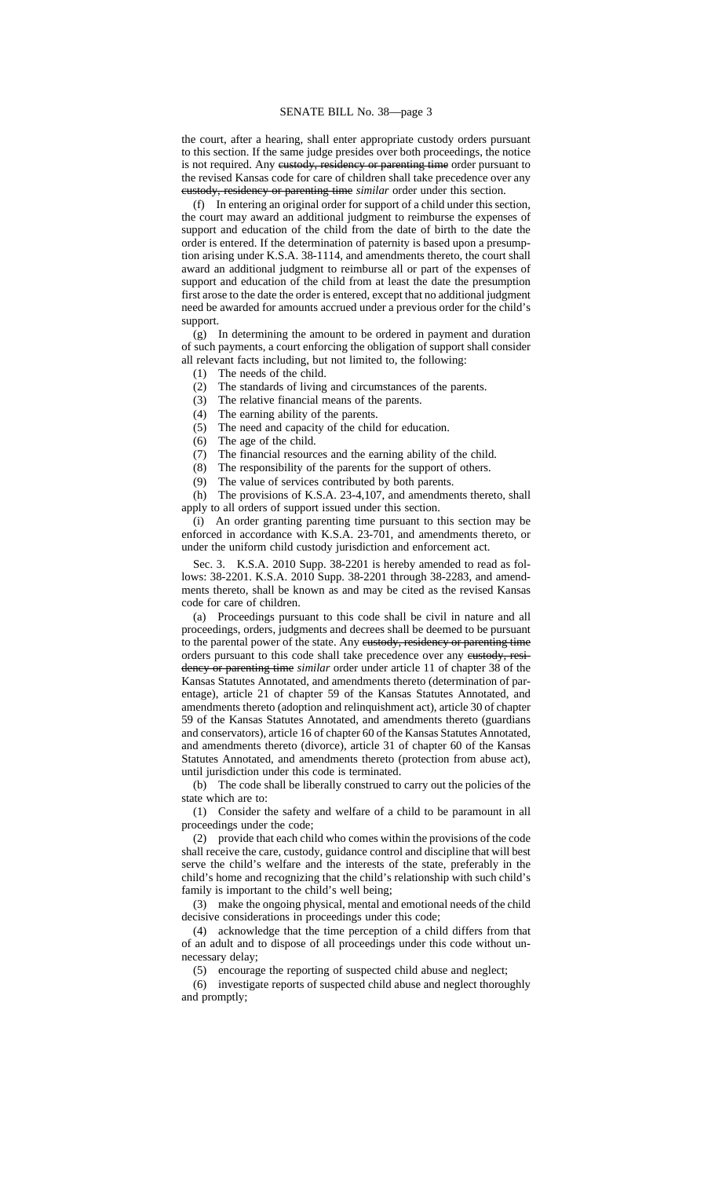the court, after a hearing, shall enter appropriate custody orders pursuant to this section. If the same judge presides over both proceedings, the notice is not required. Any ~~custody, residency or parenting time~~ order pursuant to the revised Kansas code for care of children shall take precedence over any ~~custody, residency or parenting time~~ *similar* order under this section.

(f) In entering an original order for support of a child under this section, the court may award an additional judgment to reimburse the expenses of support and education of the child from the date of birth to the date the order is entered. If the determination of paternity is based upon a presumption arising under K.S.A. 38-1114, and amendments thereto, the court shall award an additional judgment to reimburse all or part of the expenses of support and education of the child from at least the date the presumption first arose to the date the order is entered, except that no additional judgment need be awarded for amounts accrued under a previous order for the child's support.

(g) In determining the amount to be ordered in payment and duration of such payments, a court enforcing the obligation of support shall consider all relevant facts including, but not limited to, the following:

(1) The needs of the child.

(2) The standards of living and circumstances of the parents.

(3) The relative financial means of the parents.

(4) The earning ability of the parents.

(5) The need and capacity of the child for education.

(6) The age of the child.

(7) The financial resources and the earning ability of the child.

(8) The responsibility of the parents for the support of others.

(9) The value of services contributed by both parents.

(h) The provisions of K.S.A. 23-4,107, and amendments thereto, shall apply to all orders of support issued under this section.

(i) An order granting parenting time pursuant to this section may be enforced in accordance with K.S.A. 23-701, and amendments thereto, or under the uniform child custody jurisdiction and enforcement act.

Sec. 3. K.S.A. 2010 Supp. 38-2201 is hereby amended to read as follows: 38-2201. K.S.A. 2010 Supp. 38-2201 through 38-2283, and amendments thereto, shall be known as and may be cited as the revised Kansas code for care of children.

(a) Proceedings pursuant to this code shall be civil in nature and all proceedings, orders, judgments and decrees shall be deemed to be pursuant to the parental power of the state. Any ~~custody, residency or parenting time~~ orders pursuant to this code shall take precedence over any ~~custody, residency or parenting time~~ *similar* order under article 11 of chapter 38 of the Kansas Statutes Annotated, and amendments thereto (determination of parentage), article 21 of chapter 59 of the Kansas Statutes Annotated, and amendments thereto (adoption and relinquishment act), article 30 of chapter 59 of the Kansas Statutes Annotated, and amendments thereto (guardians and conservators), article 16 of chapter 60 of the Kansas Statutes Annotated, and amendments thereto (divorce), article 31 of chapter 60 of the Kansas Statutes Annotated, and amendments thereto (protection from abuse act), until jurisdiction under this code is terminated.

(b) The code shall be liberally construed to carry out the policies of the state which are to:

(1) Consider the safety and welfare of a child to be paramount in all proceedings under the code;

(2) provide that each child who comes within the provisions of the code shall receive the care, custody, guidance control and discipline that will best serve the child's welfare and the interests of the state, preferably in the child's home and recognizing that the child's relationship with such child's family is important to the child's well being;

(3) make the ongoing physical, mental and emotional needs of the child decisive considerations in proceedings under this code;

(4) acknowledge that the time perception of a child differs from that of an adult and to dispose of all proceedings under this code without unnecessary delay;

(5) encourage the reporting of suspected child abuse and neglect;

(6) investigate reports of suspected child abuse and neglect thoroughly and promptly;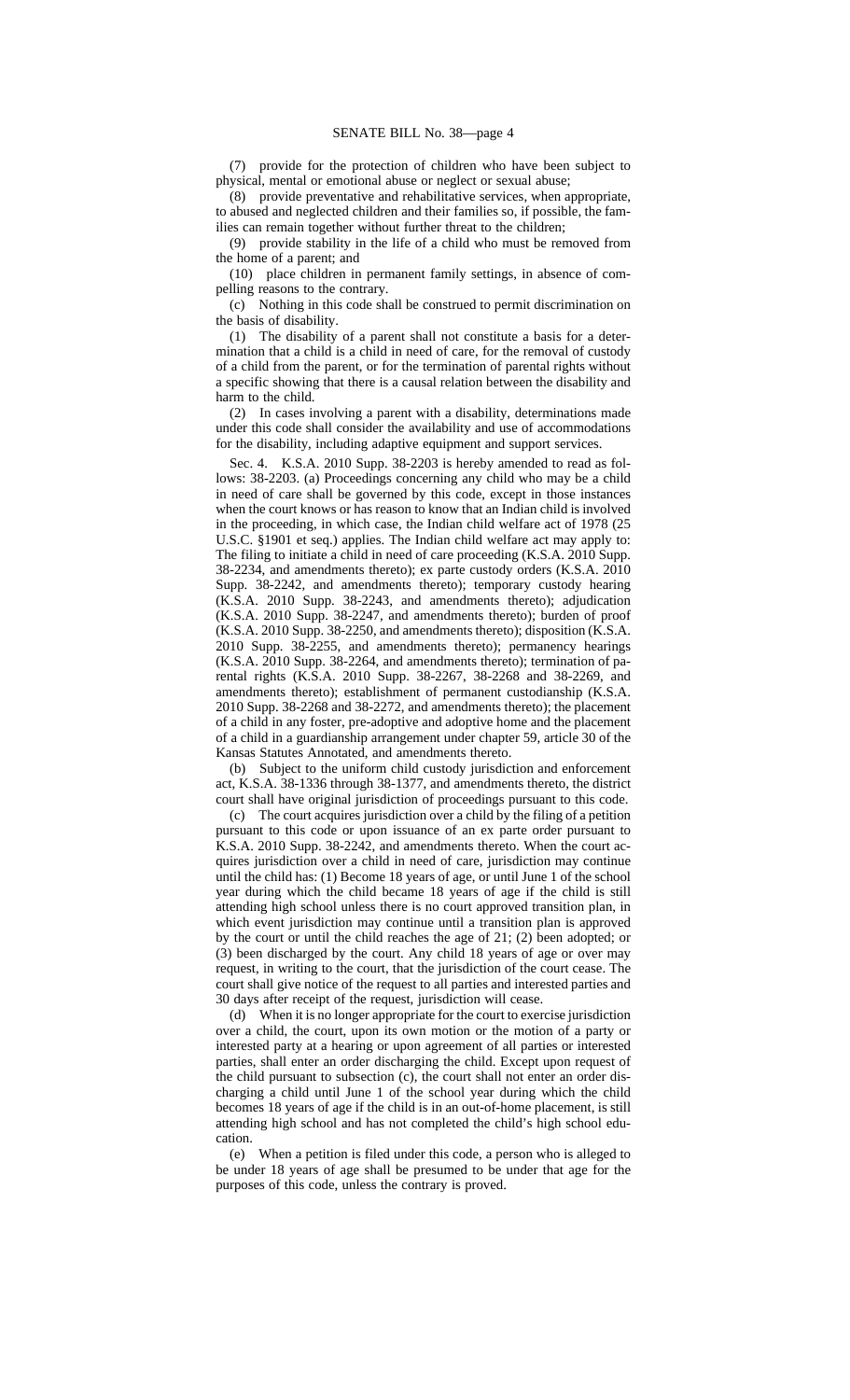(7) provide for the protection of children who have been subject to physical, mental or emotional abuse or neglect or sexual abuse;

(8) provide preventative and rehabilitative services, when appropriate, to abused and neglected children and their families so, if possible, the families can remain together without further threat to the children;

(9) provide stability in the life of a child who must be removed from the home of a parent; and

(10) place children in permanent family settings, in absence of compelling reasons to the contrary.

(c) Nothing in this code shall be construed to permit discrimination on the basis of disability.

(1) The disability of a parent shall not constitute a basis for a determination that a child is a child in need of care, for the removal of custody of a child from the parent, or for the termination of parental rights without a specific showing that there is a causal relation between the disability and harm to the child.

(2) In cases involving a parent with a disability, determinations made under this code shall consider the availability and use of accommodations for the disability, including adaptive equipment and support services.

Sec. 4. K.S.A. 2010 Supp. 38-2203 is hereby amended to read as follows: 38-2203. (a) Proceedings concerning any child who may be a child in need of care shall be governed by this code, except in those instances when the court knows or has reason to know that an Indian child is involved in the proceeding, in which case, the Indian child welfare act of 1978 (25 U.S.C. §1901 et seq.) applies. The Indian child welfare act may apply to: The filing to initiate a child in need of care proceeding (K.S.A. 2010 Supp. 38-2234, and amendments thereto); ex parte custody orders (K.S.A. 2010 Supp. 38-2242, and amendments thereto); temporary custody hearing (K.S.A. 2010 Supp. 38-2243, and amendments thereto); adjudication (K.S.A. 2010 Supp. 38-2247, and amendments thereto); burden of proof (K.S.A. 2010 Supp. 38-2250, and amendments thereto); disposition (K.S.A. 2010 Supp. 38-2255, and amendments thereto); permanency hearings (K.S.A. 2010 Supp. 38-2264, and amendments thereto); termination of parental rights (K.S.A. 2010 Supp. 38-2267, 38-2268 and 38-2269, and amendments thereto); establishment of permanent custodianship (K.S.A. 2010 Supp. 38-2268 and 38-2272, and amendments thereto); the placement of a child in any foster, pre-adoptive and adoptive home and the placement of a child in a guardianship arrangement under chapter 59, article 30 of the Kansas Statutes Annotated, and amendments thereto.

(b) Subject to the uniform child custody jurisdiction and enforcement act, K.S.A. 38-1336 through 38-1377, and amendments thereto, the district court shall have original jurisdiction of proceedings pursuant to this code.

(c) The court acquires jurisdiction over a child by the filing of a petition pursuant to this code or upon issuance of an ex parte order pursuant to K.S.A. 2010 Supp. 38-2242, and amendments thereto. When the court acquires jurisdiction over a child in need of care, jurisdiction may continue until the child has: (1) Become 18 years of age, or until June 1 of the school year during which the child became 18 years of age if the child is still attending high school unless there is no court approved transition plan, in which event jurisdiction may continue until a transition plan is approved by the court or until the child reaches the age of 21; (2) been adopted; or (3) been discharged by the court. Any child 18 years of age or over may request, in writing to the court, that the jurisdiction of the court cease. The court shall give notice of the request to all parties and interested parties and 30 days after receipt of the request, jurisdiction will cease.

(d) When it is no longer appropriate for the court to exercise jurisdiction over a child, the court, upon its own motion or the motion of a party or interested party at a hearing or upon agreement of all parties or interested parties, shall enter an order discharging the child. Except upon request of the child pursuant to subsection (c), the court shall not enter an order discharging a child until June 1 of the school year during which the child becomes 18 years of age if the child is in an out-of-home placement, is still attending high school and has not completed the child's high school education.

(e) When a petition is filed under this code, a person who is alleged to be under 18 years of age shall be presumed to be under that age for the purposes of this code, unless the contrary is proved.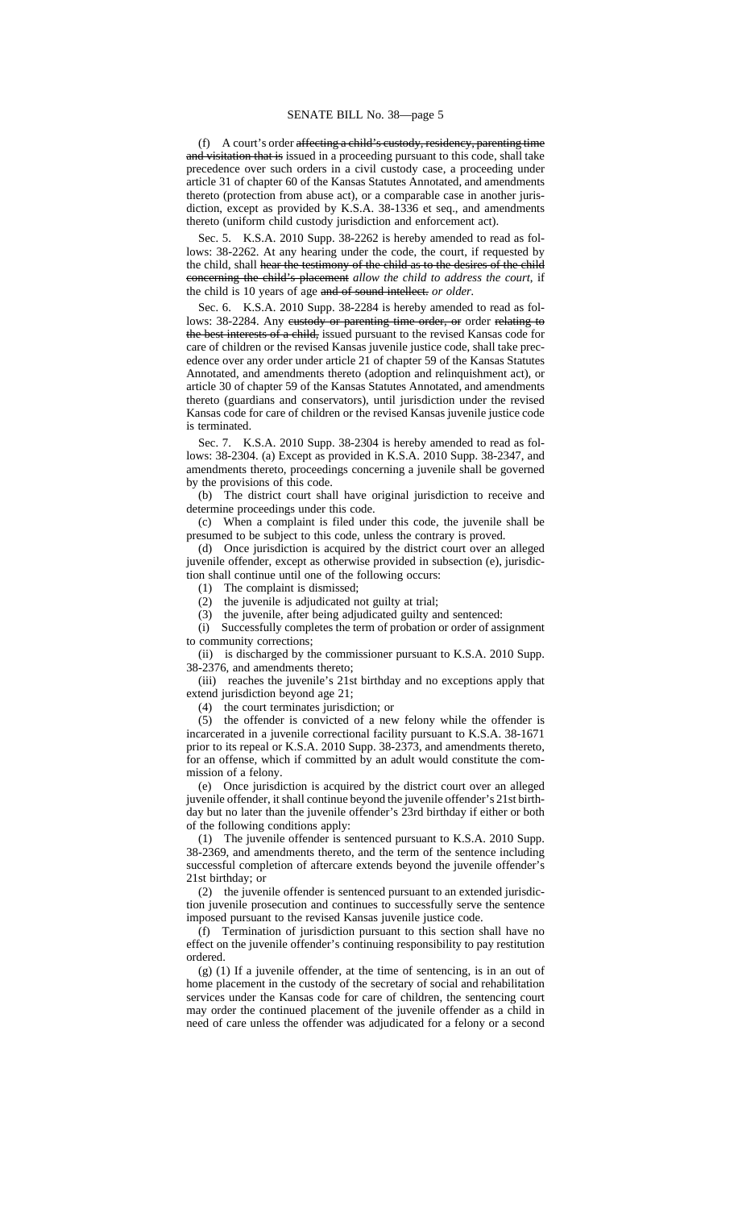(f) A court's order ~~affecting a child's custody, residency, parenting time and visitation that is~~ issued in a proceeding pursuant to this code, shall take precedence over such orders in a civil custody case, a proceeding under article 31 of chapter 60 of the Kansas Statutes Annotated, and amendments thereto (protection from abuse act), or a comparable case in another jurisdiction, except as provided by K.S.A. 38-1336 et seq., and amendments thereto (uniform child custody jurisdiction and enforcement act).

Sec. 5. K.S.A. 2010 Supp. 38-2262 is hereby amended to read as follows: 38-2262. At any hearing under the code, the court, if requested by the child, shall ~~hear the testimony of the child as to the desires of the child concerning the child's placement~~ *allow the child to address the court,* if the child is 10 years of age ~~and of sound intellect.~~ *or older.*

Sec. 6. K.S.A. 2010 Supp. 38-2284 is hereby amended to read as follows: 38-2284. Any ~~custody or parenting time order, or~~ order ~~relating to the best interests of a child,~~ issued pursuant to the revised Kansas code for care of children or the revised Kansas juvenile justice code, shall take precedence over any order under article 21 of chapter 59 of the Kansas Statutes Annotated, and amendments thereto (adoption and relinquishment act), or article 30 of chapter 59 of the Kansas Statutes Annotated, and amendments thereto (guardians and conservators), until jurisdiction under the revised Kansas code for care of children or the revised Kansas juvenile justice code is terminated.

Sec. 7. K.S.A. 2010 Supp. 38-2304 is hereby amended to read as follows: 38-2304. (a) Except as provided in K.S.A. 2010 Supp. 38-2347, and amendments thereto, proceedings concerning a juvenile shall be governed by the provisions of this code.

(b) The district court shall have original jurisdiction to receive and determine proceedings under this code.

(c) When a complaint is filed under this code, the juvenile shall be presumed to be subject to this code, unless the contrary is proved.

(d) Once jurisdiction is acquired by the district court over an alleged juvenile offender, except as otherwise provided in subsection (e), jurisdiction shall continue until one of the following occurs:

(1) The complaint is dismissed;

(2) the juvenile is adjudicated not guilty at trial;

(3) the juvenile, after being adjudicated guilty and sentenced:

(i) Successfully completes the term of probation or order of assignment to community corrections;

(ii) is discharged by the commissioner pursuant to K.S.A. 2010 Supp. 38-2376, and amendments thereto;

(iii) reaches the juvenile's 21st birthday and no exceptions apply that extend jurisdiction beyond age 21;

(4) the court terminates jurisdiction; or

(5) the offender is convicted of a new felony while the offender is incarcerated in a juvenile correctional facility pursuant to K.S.A. 38-1671 prior to its repeal or K.S.A. 2010 Supp. 38-2373, and amendments thereto, for an offense, which if committed by an adult would constitute the commission of a felony.

(e) Once jurisdiction is acquired by the district court over an alleged juvenile offender, it shall continue beyond the juvenile offender's 21st birthday but no later than the juvenile offender's 23rd birthday if either or both of the following conditions apply:

(1) The juvenile offender is sentenced pursuant to K.S.A. 2010 Supp. 38-2369, and amendments thereto, and the term of the sentence including successful completion of aftercare extends beyond the juvenile offender's 21st birthday; or

(2) the juvenile offender is sentenced pursuant to an extended jurisdiction juvenile prosecution and continues to successfully serve the sentence imposed pursuant to the revised Kansas juvenile justice code.

(f) Termination of jurisdiction pursuant to this section shall have no effect on the juvenile offender's continuing responsibility to pay restitution ordered.

(g) (1) If a juvenile offender, at the time of sentencing, is in an out of home placement in the custody of the secretary of social and rehabilitation services under the Kansas code for care of children, the sentencing court may order the continued placement of the juvenile offender as a child in need of care unless the offender was adjudicated for a felony or a second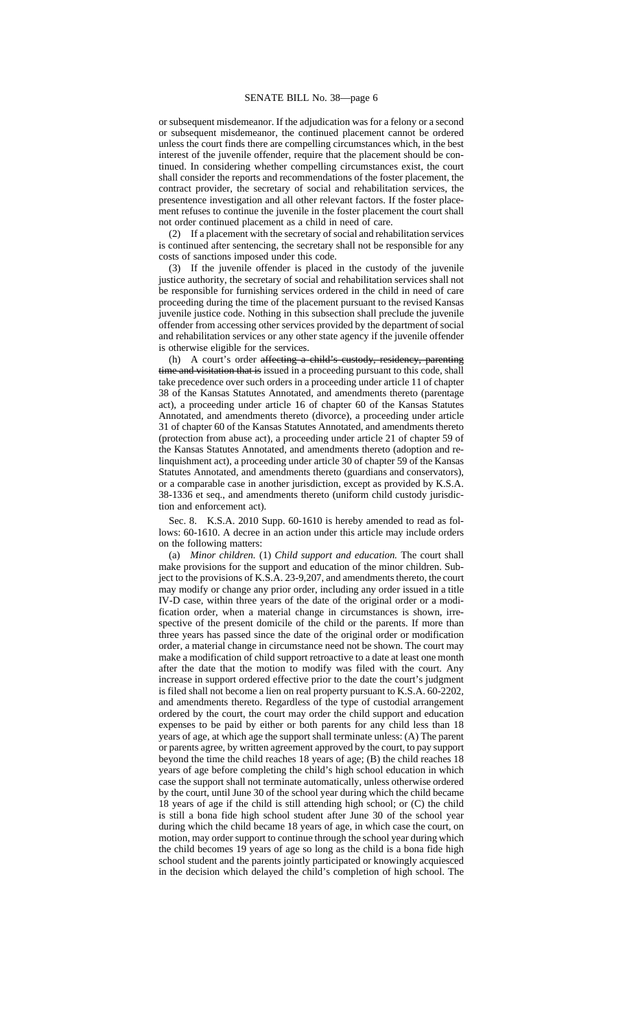or subsequent misdemeanor. If the adjudication was for a felony or a second or subsequent misdemeanor, the continued placement cannot be ordered unless the court finds there are compelling circumstances which, in the best interest of the juvenile offender, require that the placement should be continued. In considering whether compelling circumstances exist, the court shall consider the reports and recommendations of the foster placement, the contract provider, the secretary of social and rehabilitation services, the presentence investigation and all other relevant factors. If the foster placement refuses to continue the juvenile in the foster placement the court shall not order continued placement as a child in need of care.

(2) If a placement with the secretary of social and rehabilitation services is continued after sentencing, the secretary shall not be responsible for any costs of sanctions imposed under this code.

(3) If the juvenile offender is placed in the custody of the juvenile justice authority, the secretary of social and rehabilitation services shall not be responsible for furnishing services ordered in the child in need of care proceeding during the time of the placement pursuant to the revised Kansas juvenile justice code. Nothing in this subsection shall preclude the juvenile offender from accessing other services provided by the department of social and rehabilitation services or any other state agency if the juvenile offender is otherwise eligible for the services.

(h) A court's order ~~affecting a child's custody, residency, parenting time and visitation that is~~ issued in a proceeding pursuant to this code, shall take precedence over such orders in a proceeding under article 11 of chapter 38 of the Kansas Statutes Annotated, and amendments thereto (parentage act), a proceeding under article 16 of chapter 60 of the Kansas Statutes Annotated, and amendments thereto (divorce), a proceeding under article 31 of chapter 60 of the Kansas Statutes Annotated, and amendments thereto (protection from abuse act), a proceeding under article 21 of chapter 59 of the Kansas Statutes Annotated, and amendments thereto (adoption and relinquishment act), a proceeding under article 30 of chapter 59 of the Kansas Statutes Annotated, and amendments thereto (guardians and conservators), or a comparable case in another jurisdiction, except as provided by K.S.A. 38-1336 et seq., and amendments thereto (uniform child custody jurisdiction and enforcement act).

Sec. 8. K.S.A. 2010 Supp. 60-1610 is hereby amended to read as follows: 60-1610. A decree in an action under this article may include orders on the following matters:

(a) *Minor children.* (1) *Child support and education.* The court shall make provisions for the support and education of the minor children. Subject to the provisions of K.S.A. 23-9,207, and amendments thereto, the court may modify or change any prior order, including any order issued in a title IV-D case, within three years of the date of the original order or a modification order, when a material change in circumstances is shown, irrespective of the present domicile of the child or the parents. If more than three years has passed since the date of the original order or modification order, a material change in circumstance need not be shown. The court may make a modification of child support retroactive to a date at least one month after the date that the motion to modify was filed with the court. Any increase in support ordered effective prior to the date the court's judgment is filed shall not become a lien on real property pursuant to K.S.A. 60-2202, and amendments thereto. Regardless of the type of custodial arrangement ordered by the court, the court may order the child support and education expenses to be paid by either or both parents for any child less than 18 years of age, at which age the support shall terminate unless: (A) The parent or parents agree, by written agreement approved by the court, to pay support beyond the time the child reaches 18 years of age; (B) the child reaches 18 years of age before completing the child's high school education in which case the support shall not terminate automatically, unless otherwise ordered by the court, until June 30 of the school year during which the child became 18 years of age if the child is still attending high school; or (C) the child is still a bona fide high school student after June 30 of the school year during which the child became 18 years of age, in which case the court, on motion, may order support to continue through the school year during which the child becomes 19 years of age so long as the child is a bona fide high school student and the parents jointly participated or knowingly acquiesced in the decision which delayed the child's completion of high school. The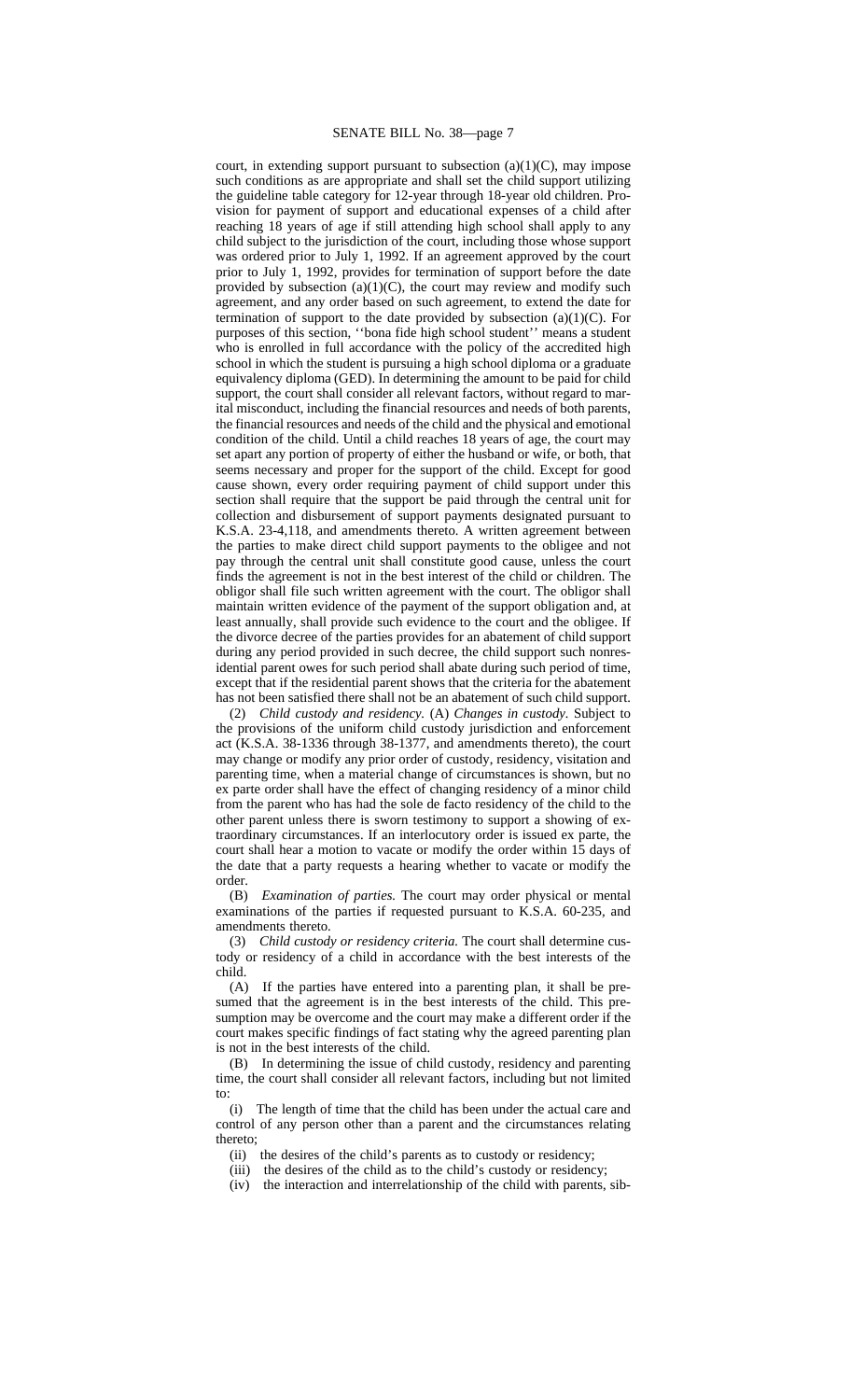court, in extending support pursuant to subsection (a)(1)(C), may impose such conditions as are appropriate and shall set the child support utilizing the guideline table category for 12-year through 18-year old children. Provision for payment of support and educational expenses of a child after reaching 18 years of age if still attending high school shall apply to any child subject to the jurisdiction of the court, including those whose support was ordered prior to July 1, 1992. If an agreement approved by the court prior to July 1, 1992, provides for termination of support before the date provided by subsection (a)(1)(C), the court may review and modify such agreement, and any order based on such agreement, to extend the date for termination of support to the date provided by subsection (a)(1)(C). For purposes of this section, ''bona fide high school student'' means a student who is enrolled in full accordance with the policy of the accredited high school in which the student is pursuing a high school diploma or a graduate equivalency diploma (GED). In determining the amount to be paid for child support, the court shall consider all relevant factors, without regard to marital misconduct, including the financial resources and needs of both parents, the financial resources and needs of the child and the physical and emotional condition of the child. Until a child reaches 18 years of age, the court may set apart any portion of property of either the husband or wife, or both, that seems necessary and proper for the support of the child. Except for good cause shown, every order requiring payment of child support under this section shall require that the support be paid through the central unit for collection and disbursement of support payments designated pursuant to K.S.A. 23-4,118, and amendments thereto. A written agreement between the parties to make direct child support payments to the obligee and not pay through the central unit shall constitute good cause, unless the court finds the agreement is not in the best interest of the child or children. The obligor shall file such written agreement with the court. The obligor shall maintain written evidence of the payment of the support obligation and, at least annually, shall provide such evidence to the court and the obligee. If the divorce decree of the parties provides for an abatement of child support during any period provided in such decree, the child support such nonresidential parent owes for such period shall abate during such period of time, except that if the residential parent shows that the criteria for the abatement has not been satisfied there shall not be an abatement of such child support.

(2) *Child custody and residency.* (A) *Changes in custody.* Subject to the provisions of the uniform child custody jurisdiction and enforcement act (K.S.A. 38-1336 through 38-1377, and amendments thereto), the court may change or modify any prior order of custody, residency, visitation and parenting time, when a material change of circumstances is shown, but no ex parte order shall have the effect of changing residency of a minor child from the parent who has had the sole de facto residency of the child to the other parent unless there is sworn testimony to support a showing of extraordinary circumstances. If an interlocutory order is issued ex parte, the court shall hear a motion to vacate or modify the order within 15 days of the date that a party requests a hearing whether to vacate or modify the order.

(B) *Examination of parties.* The court may order physical or mental examinations of the parties if requested pursuant to K.S.A. 60-235, and amendments thereto.

(3) *Child custody or residency criteria.* The court shall determine custody or residency of a child in accordance with the best interests of the child.

(A) If the parties have entered into a parenting plan, it shall be presumed that the agreement is in the best interests of the child. This presumption may be overcome and the court may make a different order if the court makes specific findings of fact stating why the agreed parenting plan is not in the best interests of the child.

(B) In determining the issue of child custody, residency and parenting time, the court shall consider all relevant factors, including but not limited to:

(i) The length of time that the child has been under the actual care and control of any person other than a parent and the circumstances relating thereto;

(ii) the desires of the child's parents as to custody or residency;

(iii) the desires of the child as to the child's custody or residency;

(iv) the interaction and interrelationship of the child with parents, sib-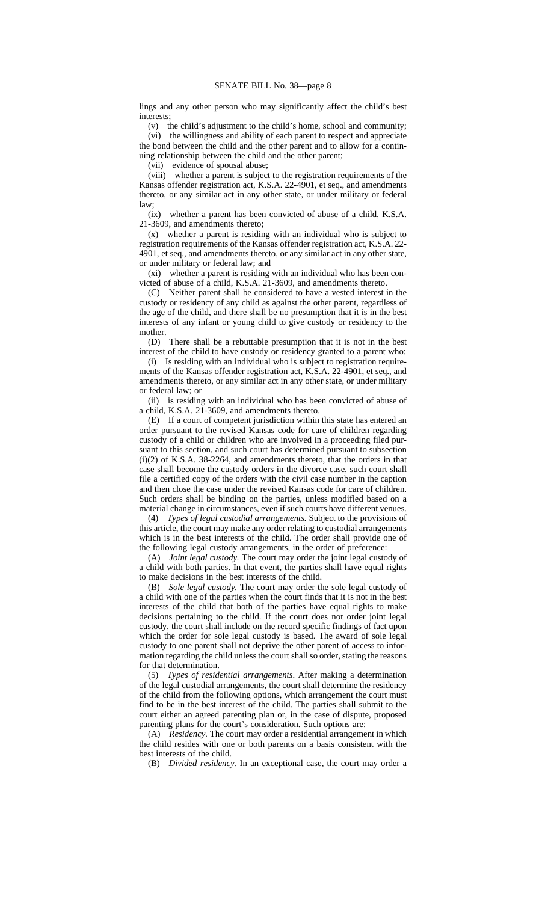lings and any other person who may significantly affect the child's best interests;

(v) the child's adjustment to the child's home, school and community;

(vi) the willingness and ability of each parent to respect and appreciate the bond between the child and the other parent and to allow for a continuing relationship between the child and the other parent;

(vii) evidence of spousal abuse;

(viii) whether a parent is subject to the registration requirements of the Kansas offender registration act, K.S.A. 22-4901, et seq., and amendments thereto, or any similar act in any other state, or under military or federal law;

(ix) whether a parent has been convicted of abuse of a child, K.S.A. 21-3609, and amendments thereto;

(x) whether a parent is residing with an individual who is subject to registration requirements of the Kansas offender registration act, K.S.A. 22-4901, et seq., and amendments thereto, or any similar act in any other state, or under military or federal law; and

(xi) whether a parent is residing with an individual who has been convicted of abuse of a child, K.S.A. 21-3609, and amendments thereto.

(C) Neither parent shall be considered to have a vested interest in the custody or residency of any child as against the other parent, regardless of the age of the child, and there shall be no presumption that it is in the best interests of any infant or young child to give custody or residency to the mother.

(D) There shall be a rebuttable presumption that it is not in the best interest of the child to have custody or residency granted to a parent who:

(i) Is residing with an individual who is subject to registration requirements of the Kansas offender registration act, K.S.A. 22-4901, et seq., and amendments thereto, or any similar act in any other state, or under military or federal law; or

(ii) is residing with an individual who has been convicted of abuse of a child, K.S.A. 21-3609, and amendments thereto.

(E) If a court of competent jurisdiction within this state has entered an order pursuant to the revised Kansas code for care of children regarding custody of a child or children who are involved in a proceeding filed pursuant to this section, and such court has determined pursuant to subsection (i)(2) of K.S.A. 38-2264, and amendments thereto, that the orders in that case shall become the custody orders in the divorce case, such court shall file a certified copy of the orders with the civil case number in the caption and then close the case under the revised Kansas code for care of children. Such orders shall be binding on the parties, unless modified based on a material change in circumstances, even if such courts have different venues.

(4) *Types of legal custodial arrangements.* Subject to the provisions of this article, the court may make any order relating to custodial arrangements which is in the best interests of the child. The order shall provide one of the following legal custody arrangements, in the order of preference:

(A) *Joint legal custody.* The court may order the joint legal custody of a child with both parties. In that event, the parties shall have equal rights to make decisions in the best interests of the child.

(B) *Sole legal custody.* The court may order the sole legal custody of a child with one of the parties when the court finds that it is not in the best interests of the child that both of the parties have equal rights to make decisions pertaining to the child. If the court does not order joint legal custody, the court shall include on the record specific findings of fact upon which the order for sole legal custody is based. The award of sole legal custody to one parent shall not deprive the other parent of access to information regarding the child unless the court shall so order, stating the reasons for that determination.

(5) *Types of residential arrangements.* After making a determination of the legal custodial arrangements, the court shall determine the residency of the child from the following options, which arrangement the court must find to be in the best interest of the child. The parties shall submit to the court either an agreed parenting plan or, in the case of dispute, proposed parenting plans for the court's consideration. Such options are:

(A) *Residency.* The court may order a residential arrangement in which the child resides with one or both parents on a basis consistent with the best interests of the child.

(B) *Divided residency.* In an exceptional case, the court may order a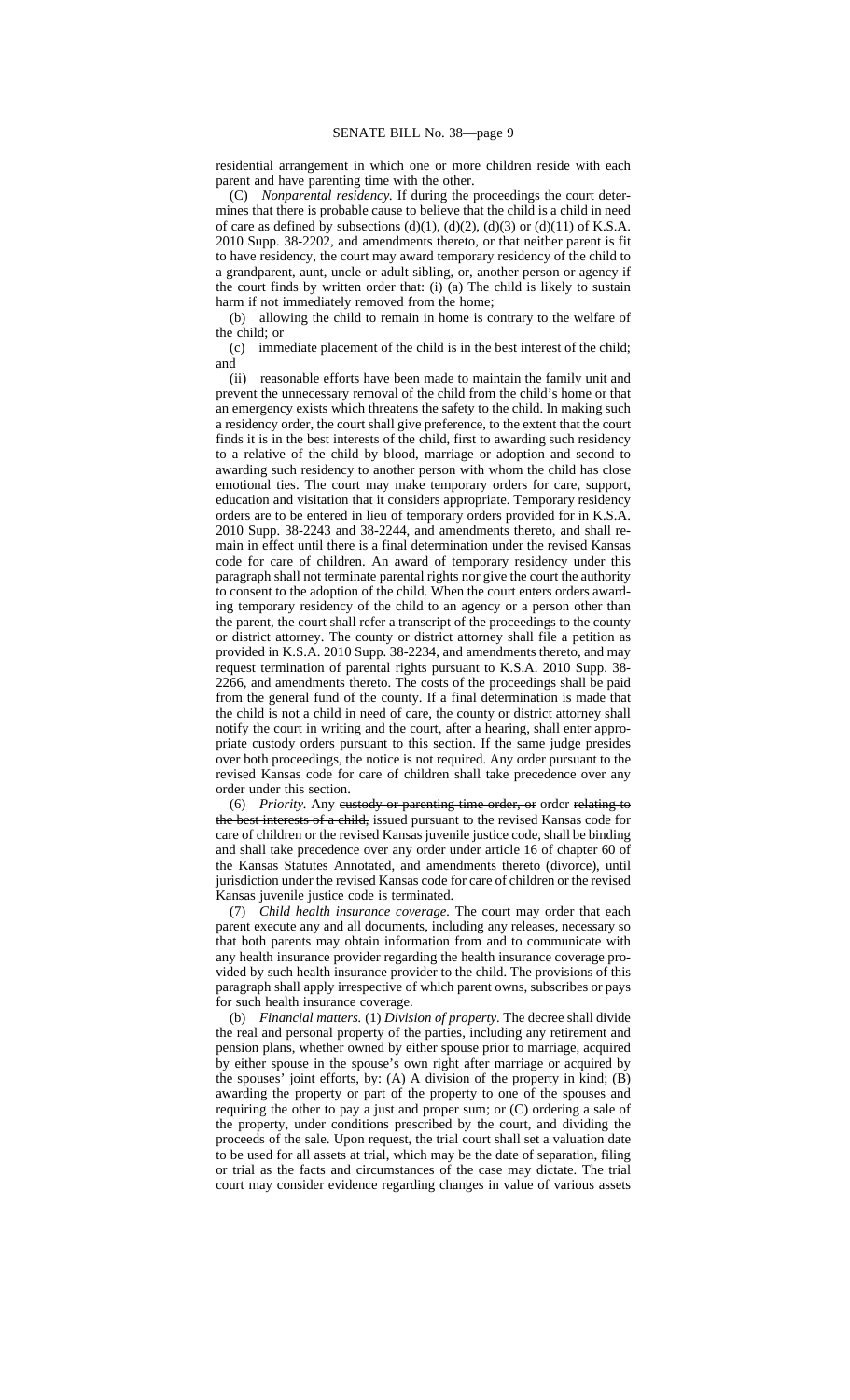residential arrangement in which one or more children reside with each parent and have parenting time with the other.

(C) *Nonparental residency.* If during the proceedings the court determines that there is probable cause to believe that the child is a child in need of care as defined by subsections (d)(1), (d)(2), (d)(3) or (d)(11) of K.S.A. 2010 Supp. 38-2202, and amendments thereto, or that neither parent is fit to have residency, the court may award temporary residency of the child to a grandparent, aunt, uncle or adult sibling, or, another person or agency if the court finds by written order that: (i) (a) The child is likely to sustain harm if not immediately removed from the home;

(b) allowing the child to remain in home is contrary to the welfare of the child; or

(c) immediate placement of the child is in the best interest of the child; and

(ii) reasonable efforts have been made to maintain the family unit and prevent the unnecessary removal of the child from the child's home or that an emergency exists which threatens the safety to the child. In making such a residency order, the court shall give preference, to the extent that the court finds it is in the best interests of the child, first to awarding such residency to a relative of the child by blood, marriage or adoption and second to awarding such residency to another person with whom the child has close emotional ties. The court may make temporary orders for care, support, education and visitation that it considers appropriate. Temporary residency orders are to be entered in lieu of temporary orders provided for in K.S.A. 2010 Supp. 38-2243 and 38-2244, and amendments thereto, and shall remain in effect until there is a final determination under the revised Kansas code for care of children. An award of temporary residency under this paragraph shall not terminate parental rights nor give the court the authority to consent to the adoption of the child. When the court enters orders awarding temporary residency of the child to an agency or a person other than the parent, the court shall refer a transcript of the proceedings to the county or district attorney. The county or district attorney shall file a petition as provided in K.S.A. 2010 Supp. 38-2234, and amendments thereto, and may request termination of parental rights pursuant to K.S.A. 2010 Supp. 38-2266, and amendments thereto. The costs of the proceedings shall be paid from the general fund of the county. If a final determination is made that the child is not a child in need of care, the county or district attorney shall notify the court in writing and the court, after a hearing, shall enter appropriate custody orders pursuant to this section. If the same judge presides over both proceedings, the notice is not required. Any order pursuant to the revised Kansas code for care of children shall take precedence over any order under this section.

(6) *Priority.* Any ~~custody or parenting time order, or~~ order ~~relating to the best interests of a child,~~ issued pursuant to the revised Kansas code for care of children or the revised Kansas juvenile justice code, shall be binding and shall take precedence over any order under article 16 of chapter 60 of the Kansas Statutes Annotated, and amendments thereto (divorce), until jurisdiction under the revised Kansas code for care of children or the revised Kansas juvenile justice code is terminated.

(7) *Child health insurance coverage.* The court may order that each parent execute any and all documents, including any releases, necessary so that both parents may obtain information from and to communicate with any health insurance provider regarding the health insurance coverage provided by such health insurance provider to the child. The provisions of this paragraph shall apply irrespective of which parent owns, subscribes or pays for such health insurance coverage.

(b) *Financial matters.* (1) *Division of property.* The decree shall divide the real and personal property of the parties, including any retirement and pension plans, whether owned by either spouse prior to marriage, acquired by either spouse in the spouse's own right after marriage or acquired by the spouses' joint efforts, by: (A) A division of the property in kind; (B) awarding the property or part of the property to one of the spouses and requiring the other to pay a just and proper sum; or (C) ordering a sale of the property, under conditions prescribed by the court, and dividing the proceeds of the sale. Upon request, the trial court shall set a valuation date to be used for all assets at trial, which may be the date of separation, filing or trial as the facts and circumstances of the case may dictate. The trial court may consider evidence regarding changes in value of various assets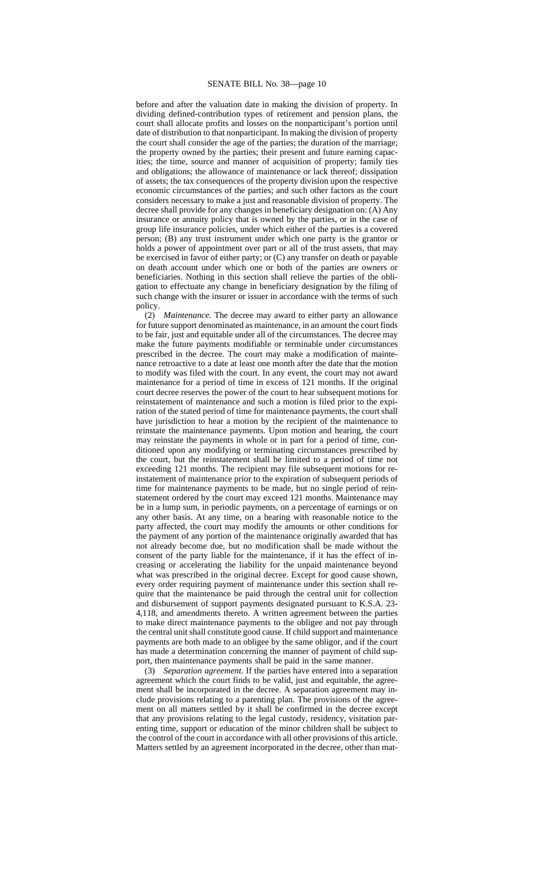before and after the valuation date in making the division of property. In dividing defined-contribution types of retirement and pension plans, the court shall allocate profits and losses on the nonparticipant's portion until date of distribution to that nonparticipant. In making the division of property the court shall consider the age of the parties; the duration of the marriage; the property owned by the parties; their present and future earning capacities; the time, source and manner of acquisition of property; family ties and obligations; the allowance of maintenance or lack thereof; dissipation of assets; the tax consequences of the property division upon the respective economic circumstances of the parties; and such other factors as the court considers necessary to make a just and reasonable division of property. The decree shall provide for any changes in beneficiary designation on: (A) Any insurance or annuity policy that is owned by the parties, or in the case of group life insurance policies, under which either of the parties is a covered person; (B) any trust instrument under which one party is the grantor or holds a power of appointment over part or all of the trust assets, that may be exercised in favor of either party; or (C) any transfer on death or payable on death account under which one or both of the parties are owners or beneficiaries. Nothing in this section shall relieve the parties of the obligation to effectuate any change in beneficiary designation by the filing of such change with the insurer or issuer in accordance with the terms of such policy.

(2) *Maintenance.* The decree may award to either party an allowance for future support denominated as maintenance, in an amount the court finds to be fair, just and equitable under all of the circumstances. The decree may make the future payments modifiable or terminable under circumstances prescribed in the decree. The court may make a modification of maintenance retroactive to a date at least one month after the date that the motion to modify was filed with the court. In any event, the court may not award maintenance for a period of time in excess of 121 months. If the original court decree reserves the power of the court to hear subsequent motions for reinstatement of maintenance and such a motion is filed prior to the expiration of the stated period of time for maintenance payments, the court shall have jurisdiction to hear a motion by the recipient of the maintenance to reinstate the maintenance payments. Upon motion and hearing, the court may reinstate the payments in whole or in part for a period of time, conditioned upon any modifying or terminating circumstances prescribed by the court, but the reinstatement shall be limited to a period of time not exceeding 121 months. The recipient may file subsequent motions for reinstatement of maintenance prior to the expiration of subsequent periods of time for maintenance payments to be made, but no single period of reinstatement ordered by the court may exceed 121 months. Maintenance may be in a lump sum, in periodic payments, on a percentage of earnings or on any other basis. At any time, on a hearing with reasonable notice to the party affected, the court may modify the amounts or other conditions for the payment of any portion of the maintenance originally awarded that has not already become due, but no modification shall be made without the consent of the party liable for the maintenance, if it has the effect of increasing or accelerating the liability for the unpaid maintenance beyond what was prescribed in the original decree. Except for good cause shown, every order requiring payment of maintenance under this section shall require that the maintenance be paid through the central unit for collection and disbursement of support payments designated pursuant to K.S.A. 23-4,118, and amendments thereto. A written agreement between the parties to make direct maintenance payments to the obligee and not pay through the central unit shall constitute good cause. If child support and maintenance payments are both made to an obligee by the same obligor, and if the court has made a determination concerning the manner of payment of child support, then maintenance payments shall be paid in the same manner.

(3) *Separation agreement.* If the parties have entered into a separation agreement which the court finds to be valid, just and equitable, the agreement shall be incorporated in the decree. A separation agreement may include provisions relating to a parenting plan. The provisions of the agreement on all matters settled by it shall be confirmed in the decree except that any provisions relating to the legal custody, residency, visitation parenting time, support or education of the minor children shall be subject to the control of the court in accordance with all other provisions of this article. Matters settled by an agreement incorporated in the decree, other than mat-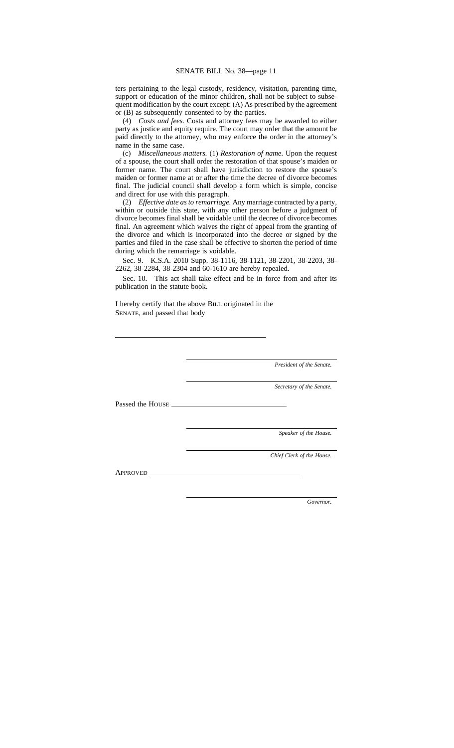ters pertaining to the legal custody, residency, visitation, parenting time, support or education of the minor children, shall not be subject to subsequent modification by the court except: (A) As prescribed by the agreement or (B) as subsequently consented to by the parties.

(4) *Costs and fees.* Costs and attorney fees may be awarded to either party as justice and equity require. The court may order that the amount be paid directly to the attorney, who may enforce the order in the attorney's name in the same case.

(c) *Miscellaneous matters.* (1) *Restoration of name.* Upon the request of a spouse, the court shall order the restoration of that spouse's maiden or former name. The court shall have jurisdiction to restore the spouse's maiden or former name at or after the time the decree of divorce becomes final. The judicial council shall develop a form which is simple, concise and direct for use with this paragraph.

(2) *Effective date as to remarriage.* Any marriage contracted by a party, within or outside this state, with any other person before a judgment of divorce becomes final shall be voidable until the decree of divorce becomes final. An agreement which waives the right of appeal from the granting of the divorce and which is incorporated into the decree or signed by the parties and filed in the case shall be effective to shorten the period of time during which the remarriage is voidable.

Sec. 9. K.S.A. 2010 Supp. 38-1116, 38-1121, 38-2201, 38-2203, 38-2262, 38-2284, 38-2304 and 60-1610 are hereby repealed.

Sec. 10. This act shall take effect and be in force from and after its publication in the statute book.

I hereby certify that the above BILL originated in the SENATE, and passed that body

\_\_\_\_\_\_\_\_\_\_\_\_\_\_\_\_\_\_\_\_\_\_\_\_\_\_\_\_\_\_\_\_

\_\_\_\_\_\_\_\_\_\_\_\_\_\_\_\_\_\_\_\_\_\_\_\_\_\_\_\_\_\_\_\_
*President of the Senate.*

\_\_\_\_\_\_\_\_\_\_\_\_\_\_\_\_\_\_\_\_\_\_\_\_\_\_\_\_\_\_\_\_
*Secretary of the Senate.*

Passed the HOUSE \_\_\_\_\_\_\_\_\_\_\_\_\_\_\_\_\_\_\_\_\_\_\_\_\_\_\_\_\_\_\_\_

\_\_\_\_\_\_\_\_\_\_\_\_\_\_\_\_\_\_\_\_\_\_\_\_\_\_\_\_\_\_\_\_
*Speaker of the House.*

\_\_\_\_\_\_\_\_\_\_\_\_\_\_\_\_\_\_\_\_\_\_\_\_\_\_\_\_\_\_\_\_
*Chief Clerk of the House.*

APPROVED \_\_\_\_\_\_\_\_\_\_\_\_\_\_\_\_\_\_\_\_\_\_\_\_\_\_\_\_\_\_\_\_

\_\_\_\_\_\_\_\_\_\_\_\_\_\_\_\_\_\_\_\_\_\_\_\_\_\_\_\_\_\_\_\_
*Governor.*